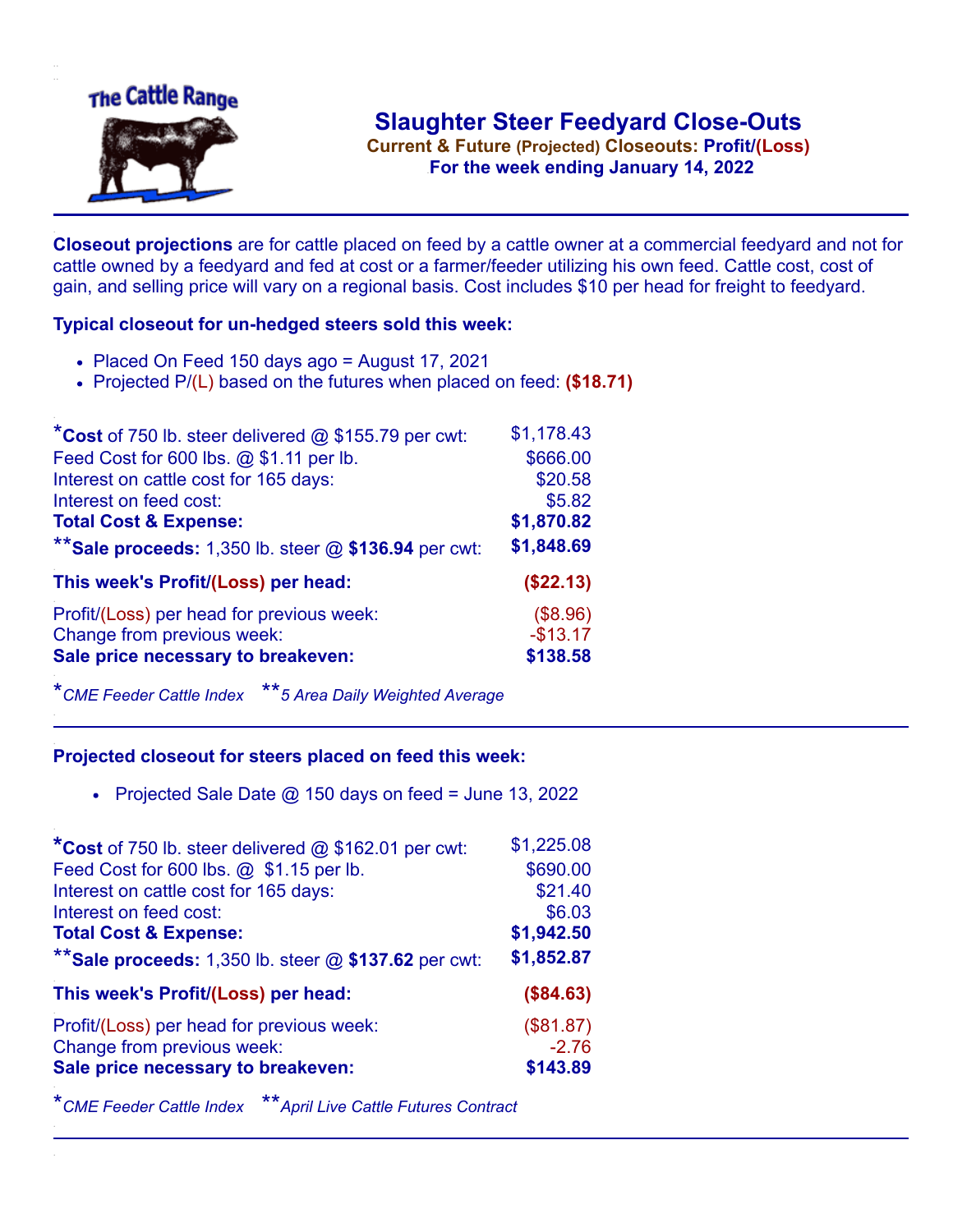The Cattle Range

# Slaughter Steer Feedyard Close-Outs

**Current & Future (Projected) Closeouts: Profit/(Loss)**

**For the week ending January 14, 2022**

**Closeout projections** are for cattle placed on feed by a cattle owner at a commercial feedyard and not for cattle owned by a feedyard and fed at cost or a farmer/feeder utilizing his own feed. Cattle cost, cost of gain, and selling price will vary on a regional basis. Cost includes $10 per head for freight to feedyard.

### Typical closeout for un-hedged steers sold this week:

- Placed On Feed 150 days ago = August 17, 2021
- Projected P/(L) based on the futures when placed on feed: **($18.71)**

| | |
|---|---|
| ***Cost** of 750 lb. steer delivered @ $155.79 per cwt: | $1,178.43 |
| Feed Cost for 600 lbs. @ $1.11 per lb. | $666.00 |
| Interest on cattle cost for 165 days: | $20.58 |
| Interest on feed cost: | $5.82 |
| **Total Cost & Expense:** | **$1,870.82** |
| ****Sale proceeds:** 1,350 lb. steer @ **$136.94** per cwt: | **$1,848.69** |
| **This week's Profit/(Loss) per head:** | **($22.13)** |
| Profit/(Loss) per head for previous week: | ($8.96) |
| Change from previous week: | -$13.17 |
| **Sale price necessary to breakeven:** | **$138.58** |

**CME Feeder Cattle Index* ***5 Area Daily Weighted Average*

### Projected closeout for steers placed on feed this week:

- Projected Sale Date @ 150 days on feed = June 13, 2022

| | |
|---|---|
| ***Cost** of 750 lb. steer delivered @ $162.01 per cwt: | $1,225.08 |
| Feed Cost for 600 lbs. @ $1.15 per lb. | $690.00 |
| Interest on cattle cost for 165 days: | $21.40 |
| Interest on feed cost: | $6.03 |
| **Total Cost & Expense:** | **$1,942.50** |
| ****Sale proceeds:** 1,350 lb. steer @ **$137.62** per cwt: | **$1,852.87** |
| **This week's Profit/(Loss) per head:** | **($84.63)** |
| Profit/(Loss) per head for previous week: | ($81.87) |
| Change from previous week: | -2.76 |
| **Sale price necessary to breakeven:** | **$143.89** |

**CME Feeder Cattle Index* ***April Live Cattle Futures Contract*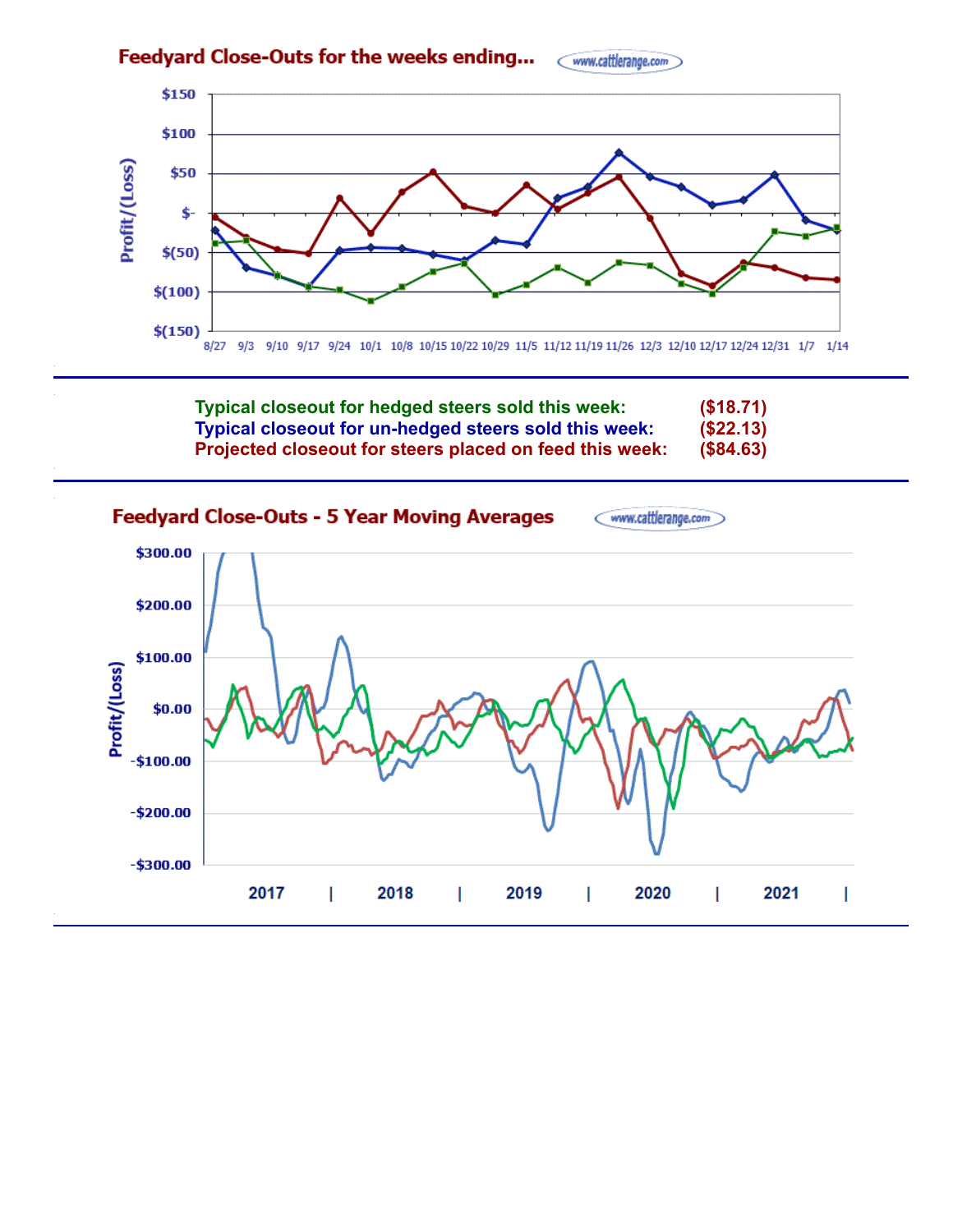## Feedyard Close-Outs for the weeks ending...

www.cattlerange.com

Profit/(Loss)

$150
$100
$50
$-
$(50)
$(100)
$(150)

8/27 9/3 9/10 9/17 9/24 10/1 10/8 10/15 10/22 10/29 11/5 11/12 11/19 11/26 12/3 12/10 12/17 12/24 12/31 1/7 1/14

Typical closeout for hedged steers sold this week: ($18.71)
Typical closeout for un-hedged steers sold this week: ($22.13)
Projected closeout for steers placed on feed this week: ($84.63)

## Feedyard Close-Outs - 5 Year Moving Averages

www.cattlerange.com

Profit/(Loss)

$300.00
$200.00
$100.00
$0.00
-$100.00
-$200.00
-$300.00

2017 | 2018 | 2019 | 2020 | 2021 |